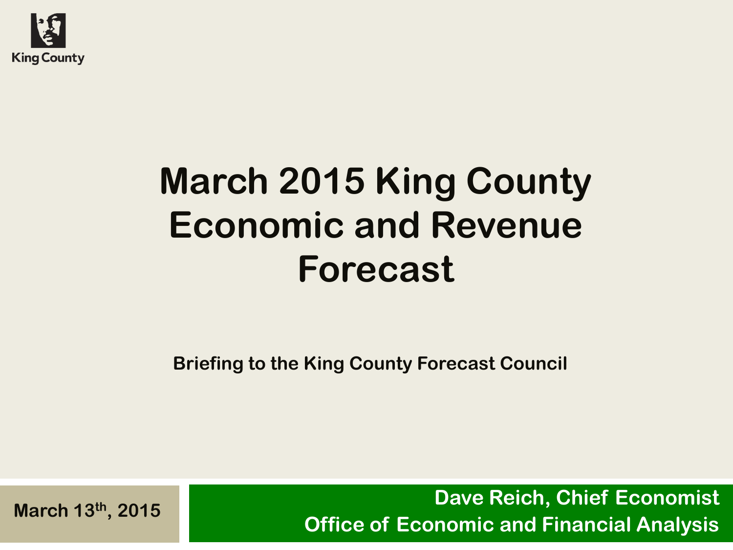King County

# March 2015 King County Economic and Revenue Forecast

**Briefing to the King County Forecast Council**

**March 13th, 2015**

**Dave Reich, Chief Economist**
**Office of Economic and Financial Analysis**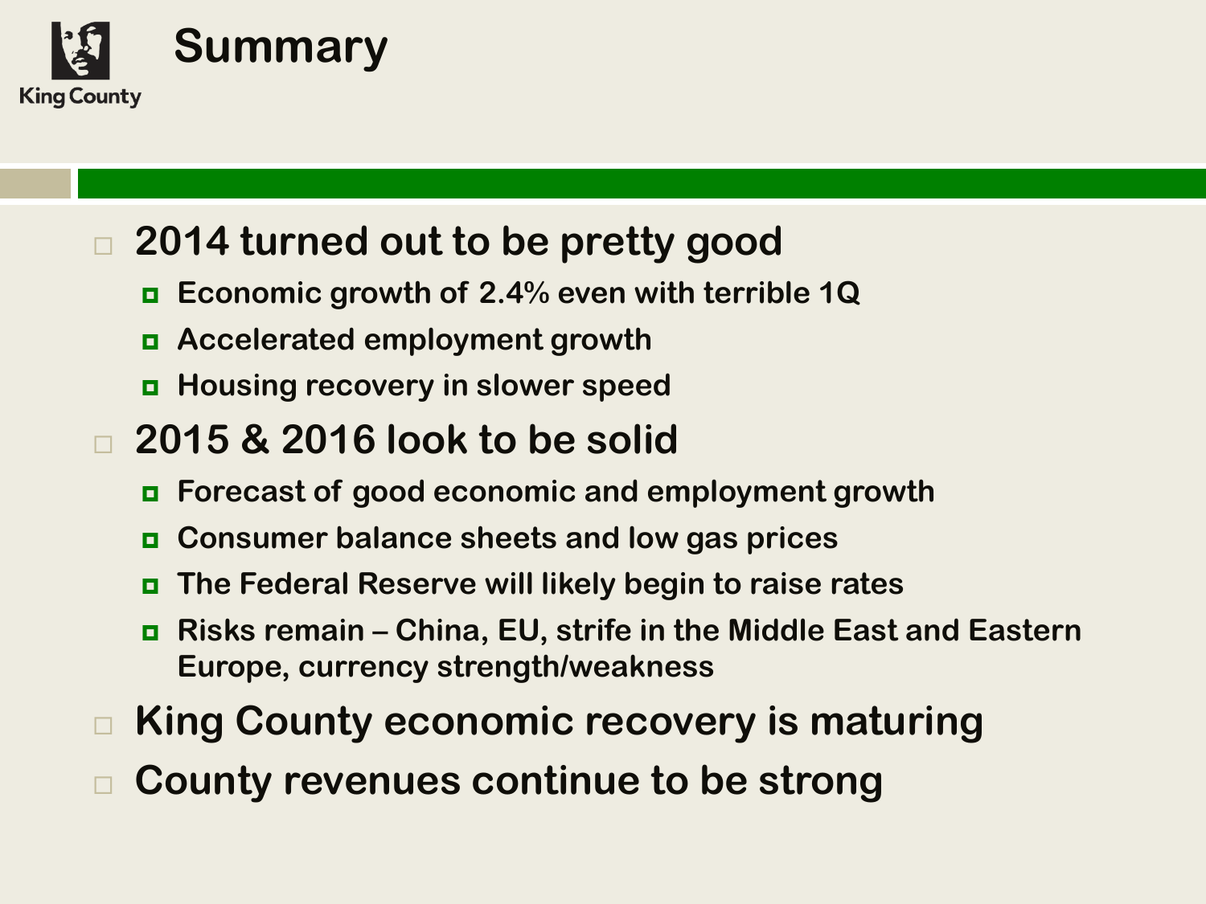# Summary

- 2014 turned out to be pretty good
  - Economic growth of 2.4% even with terrible 1Q
  - Accelerated employment growth
  - Housing recovery in slower speed
- 2015 & 2016 look to be solid
  - Forecast of good economic and employment growth
  - Consumer balance sheets and low gas prices
  - The Federal Reserve will likely begin to raise rates
  - Risks remain – China, EU, strife in the Middle East and Eastern Europe, currency strength/weakness
- King County economic recovery is maturing
- County revenues continue to be strong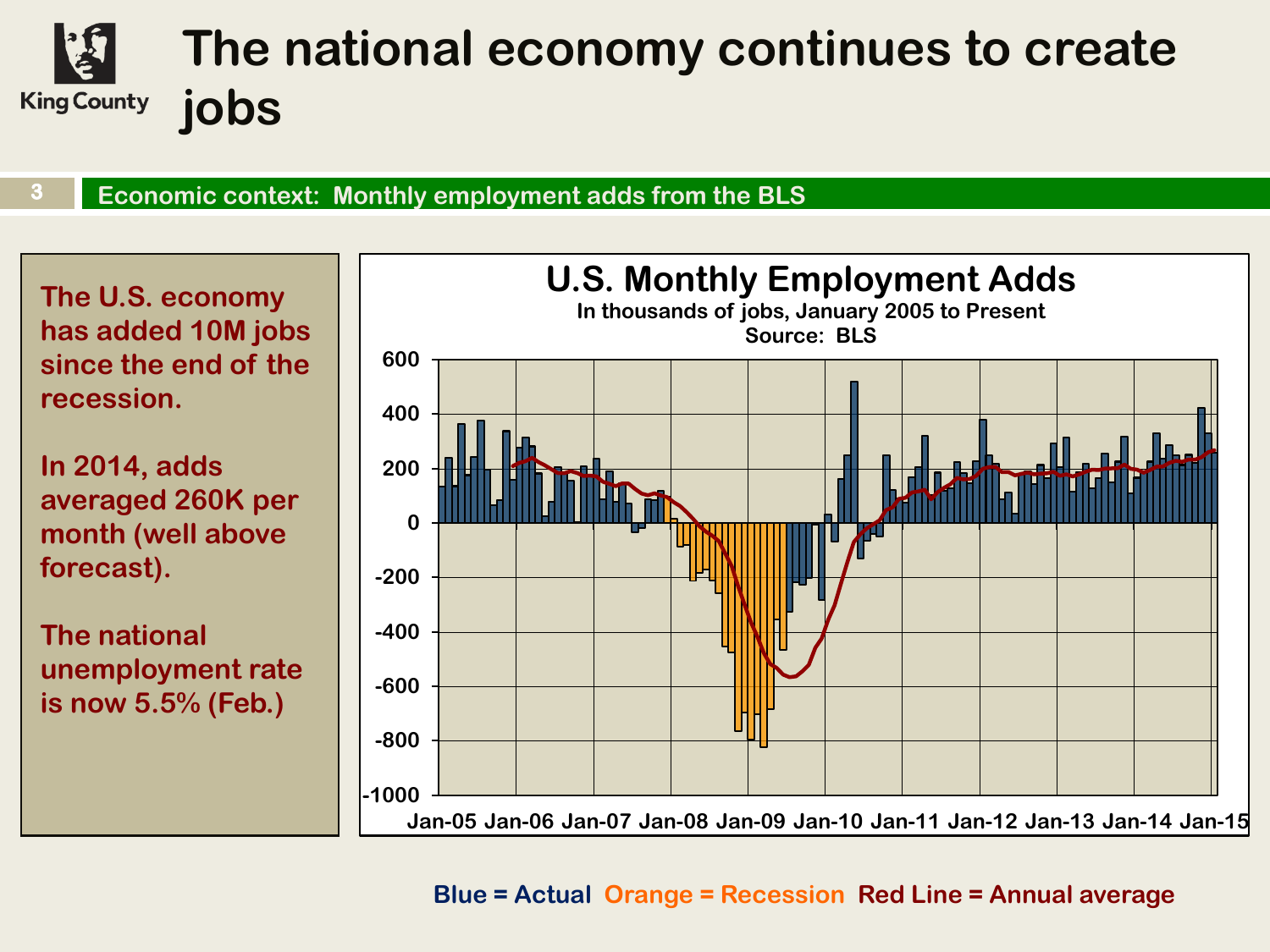# The national economy continues to create jobs

**Economic context: Monthly employment adds from the BLS**

**The U.S. economy has added 10M jobs since the end of the recession.**

**In 2014, adds averaged 260K per month (well above forecast).**

**The national unemployment rate is now 5.5% (Feb.)**

**U.S. Monthly Employment Adds**
In thousands of jobs, January 2005 to Present
Source: BLS

Blue = Actual  Orange = Recession  Red Line = Annual average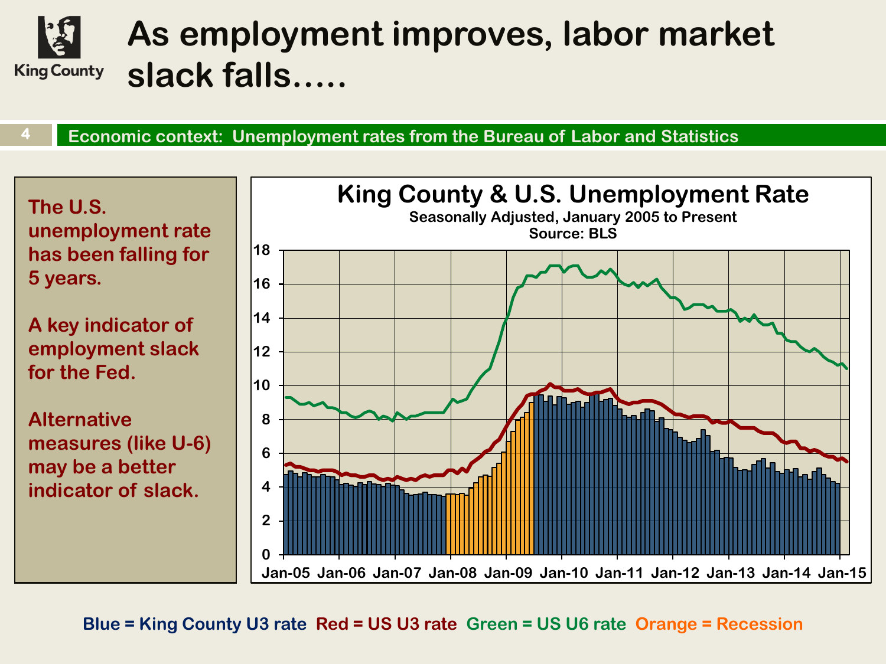# As employment improves, labor market slack falls.....

**Economic context: Unemployment rates from the Bureau of Labor and Statistics**

The U.S. unemployment rate has been falling for 5 years.

A key indicator of employment slack for the Fed.

Alternative measures (like U-6) may be a better indicator of slack.

**King County & U.S. Unemployment Rate**

Seasonally Adjusted, January 2005 to Present

Source: BLS

Blue = King County U3 rate Red = US U3 rate Green = US U6 rate Orange = Recession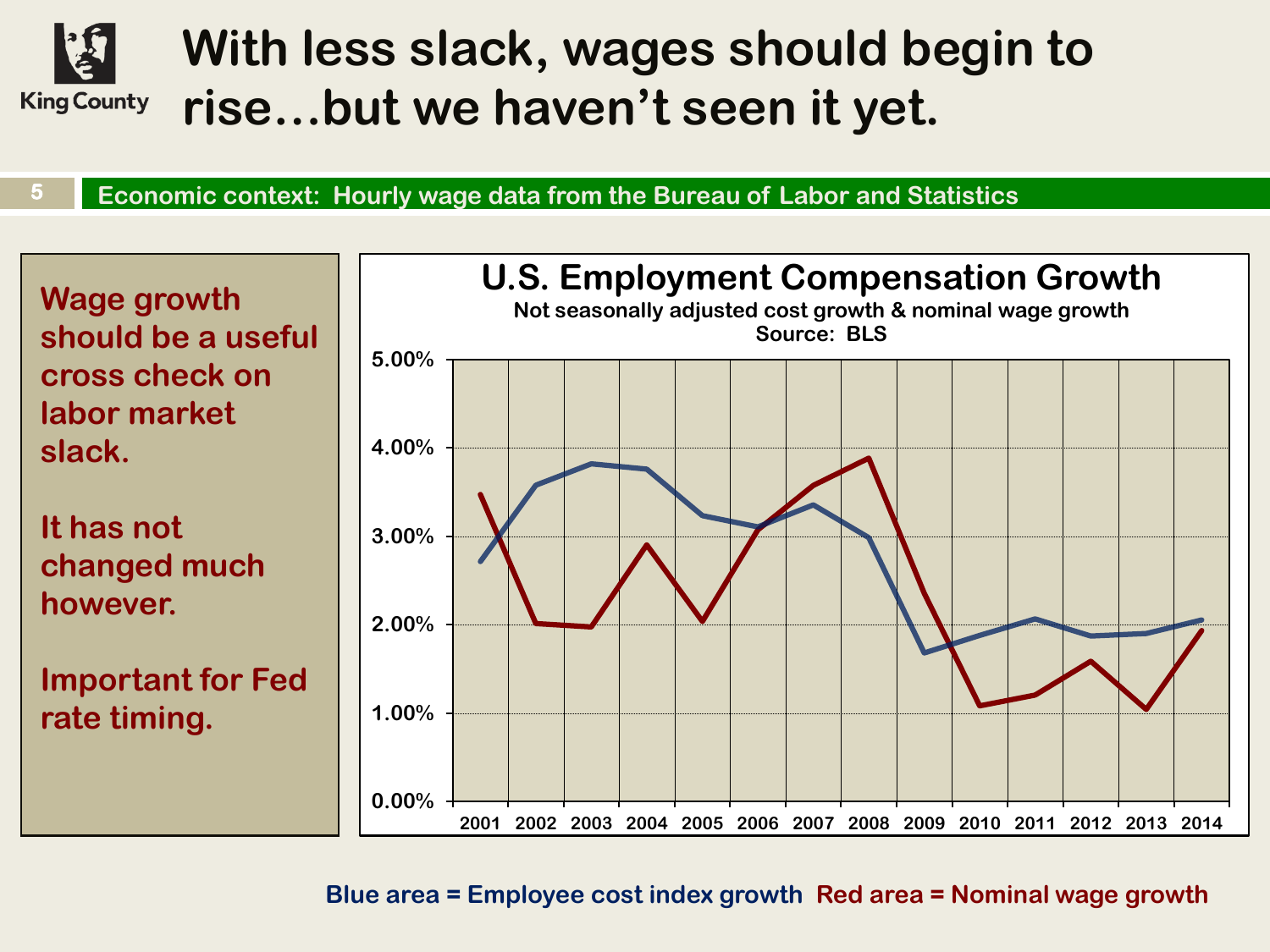# With less slack, wages should begin to rise…but we haven't seen it yet.

**Economic context: Hourly wage data from the Bureau of Labor and Statistics**

**Wage growth should be a useful cross check on labor market slack.**

**It has not changed much however.**

**Important for Fed rate timing.**

**U.S. Employment Compensation Growth**

Not seasonally adjusted cost growth & nominal wage growth

Source: BLS

Blue area = Employee cost index growth Red area = Nominal wage growth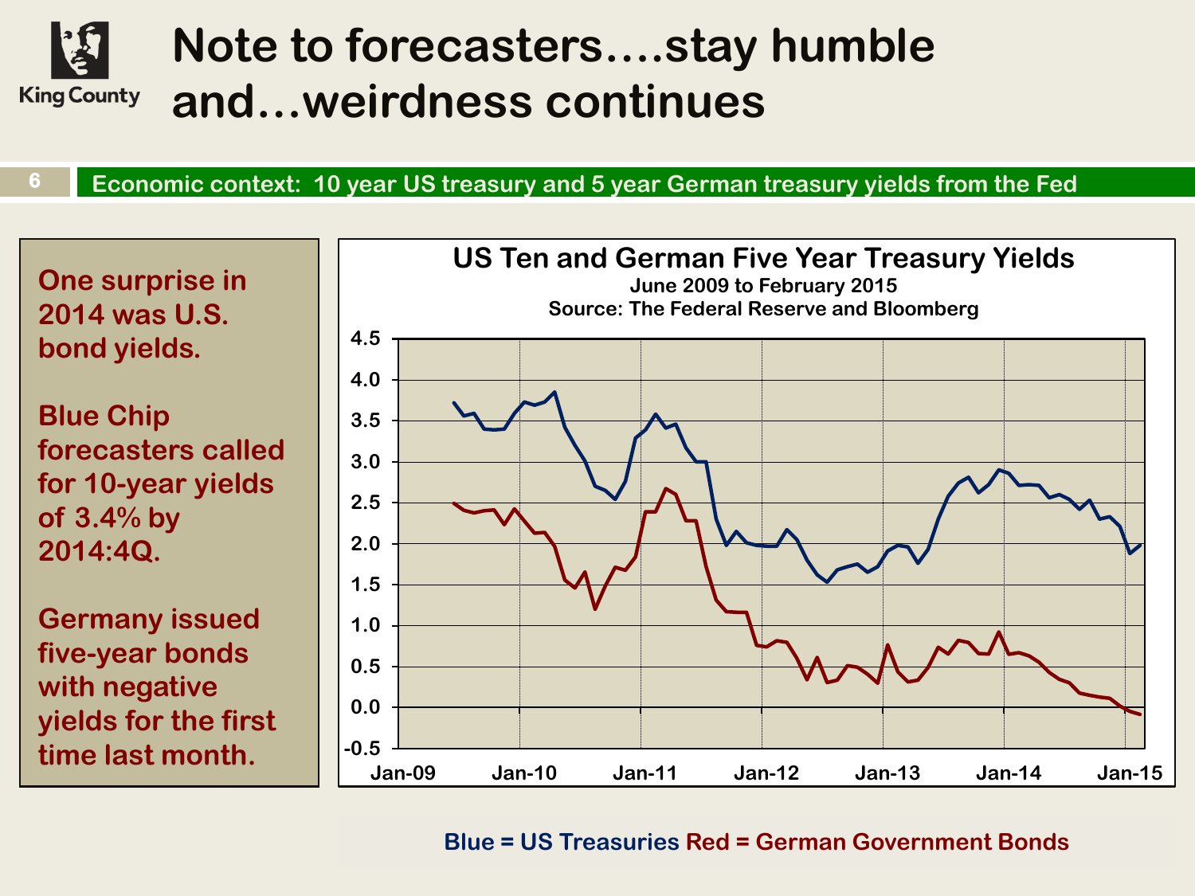# Note to forecasters….stay humble and…weirdness continues

**Economic context: 10 year US treasury and 5 year German treasury yields from the Fed**

One surprise in 2014 was U.S. bond yields.

Blue Chip forecasters called for 10-year yields of 3.4% by 2014:4Q.

Germany issued five-year bonds with negative yields for the first time last month.

**US Ten and German Five Year Treasury Yields**
June 2009 to February 2015
Source: The Federal Reserve and Bloomberg

Blue = US Treasuries Red = German Government Bonds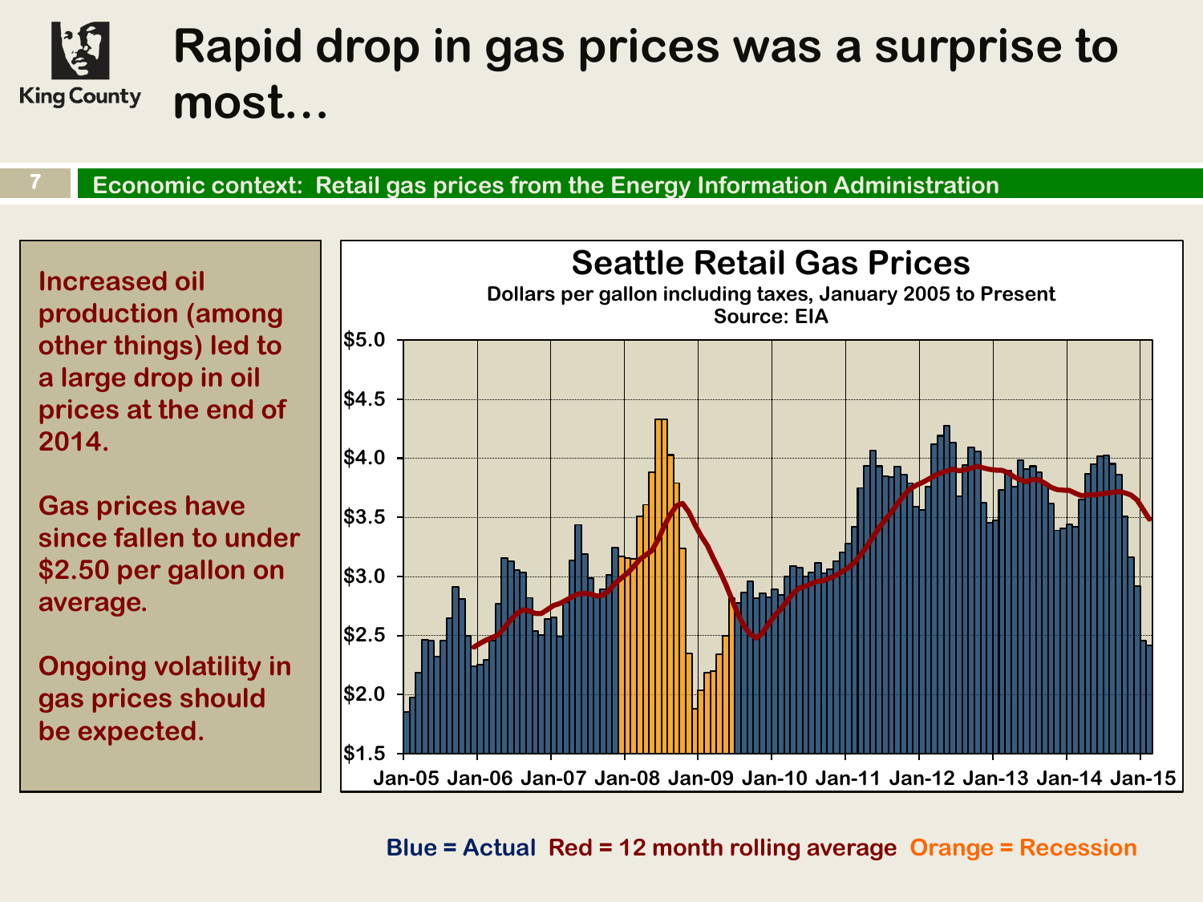# Rapid drop in gas prices was a surprise to most…

**Economic context: Retail gas prices from the Energy Information Administration**

Increased oil production (among other things) led to a large drop in oil prices at the end of 2014.

Gas prices have since fallen to under $2.50 per gallon on average.

Ongoing volatility in gas prices should be expected.

**Seattle Retail Gas Prices**

Dollars per gallon including taxes, January 2005 to Present

Source: EIA

Blue = Actual Red = 12 month rolling average Orange = Recession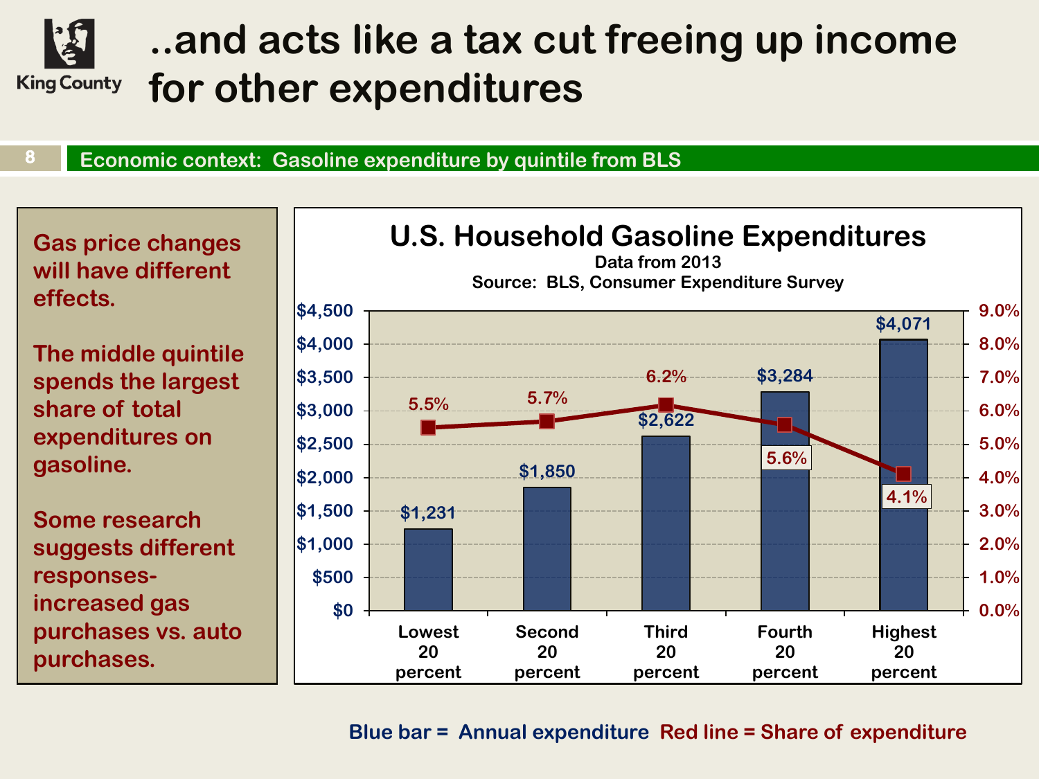# ..and acts like a tax cut freeing up income for other expenditures

**Economic context: Gasoline expenditure by quintile from BLS**

**Gas price changes will have different effects.**

**The middle quintile spends the largest share of total expenditures on gasoline.**

**Some research suggests different responses- increased gas purchases vs. auto purchases.**

## U.S. Household Gasoline Expenditures

Data from 2013

Source: BLS, Consumer Expenditure Survey

| Quintile | Annual expenditure | Share of expenditure |
|---|---|---|
| Lowest 20 percent | $1,231 | 5.5% |
| Second 20 percent | $1,850 | 5.7% |
| Third 20 percent | $2,622 | 6.2% |
| Fourth 20 percent | $3,284 | 5.6% |
| Highest 20 percent | $4,071 | 4.1% |

Blue bar = Annual expenditure Red line = Share of expenditure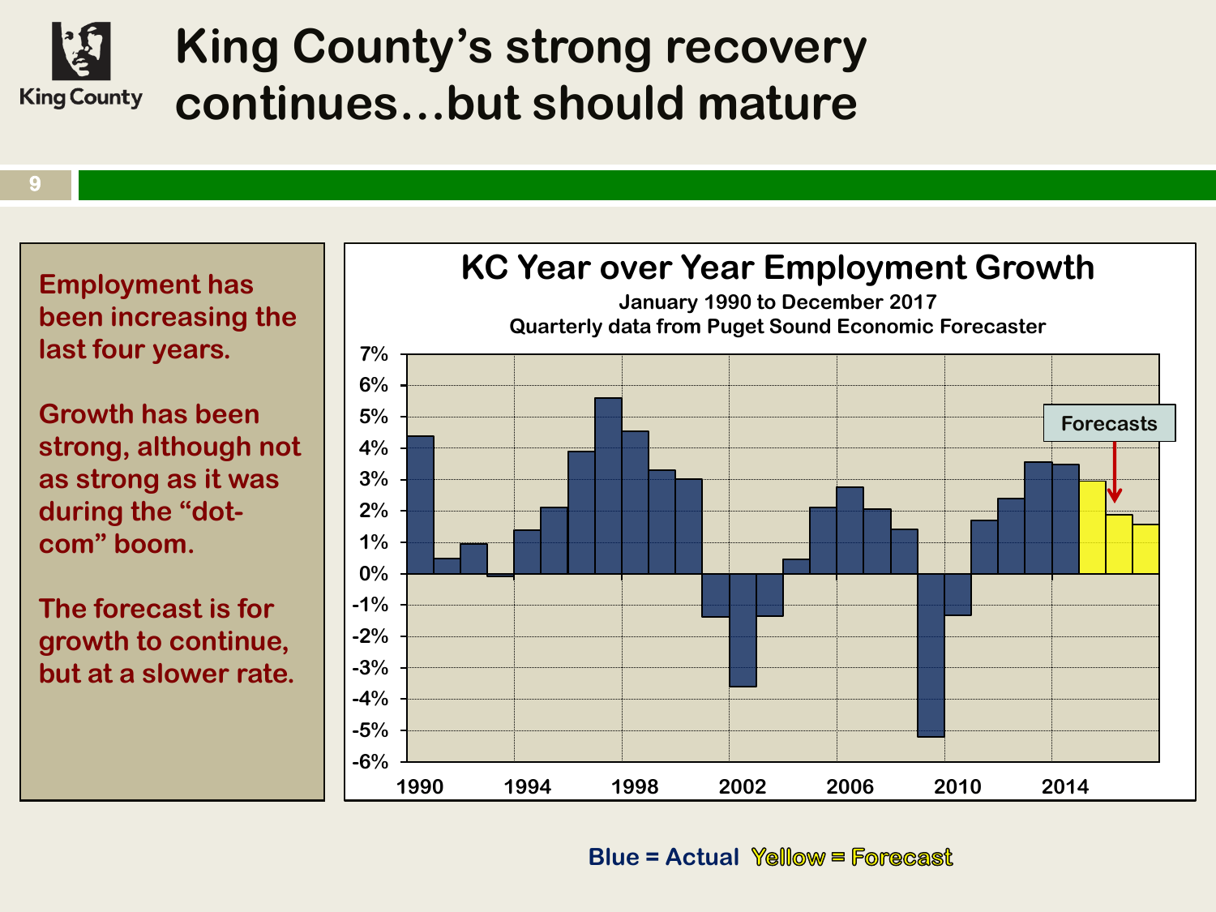# King County's strong recovery continues…but should mature

Employment has been increasing the last four years.

Growth has been strong, although not as strong as it was during the "dot-com" boom.

The forecast is for growth to continue, but at a slower rate.

## KC Year over Year Employment Growth

January 1990 to December 2017

Quarterly data from Puget Sound Economic Forecaster

Forecasts

Blue = Actual Yellow = Forecast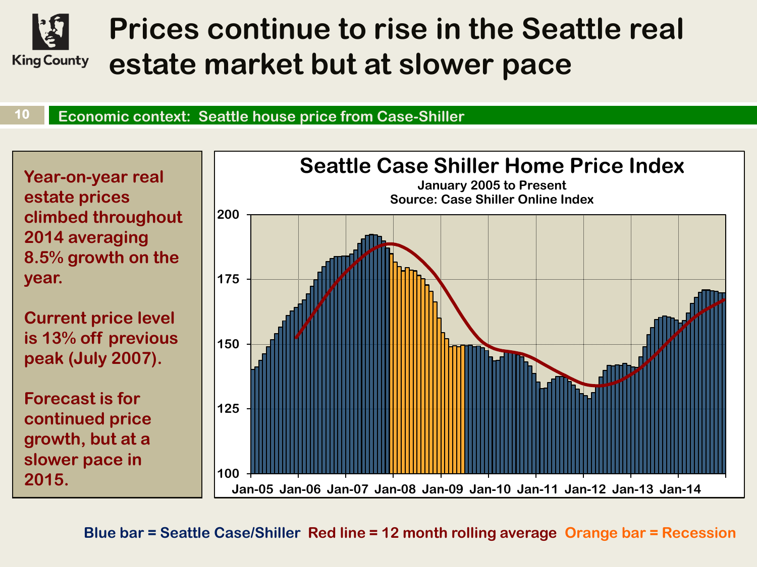# Prices continue to rise in the Seattle real estate market but at slower pace

King County

## Economic context: Seattle house price from Case-Shiller

Year-on-year real estate prices climbed throughout 2014 averaging 8.5% growth on the year.

Current price level is 13% off previous peak (July 2007).

Forecast is for continued price growth, but at a slower pace in 2015.

### Seattle Case Shiller Home Price Index

January 2005 to Present

Source: Case Shiller Online Index

Blue bar = Seattle Case/Shiller  Red line = 12 month rolling average  Orange bar = Recession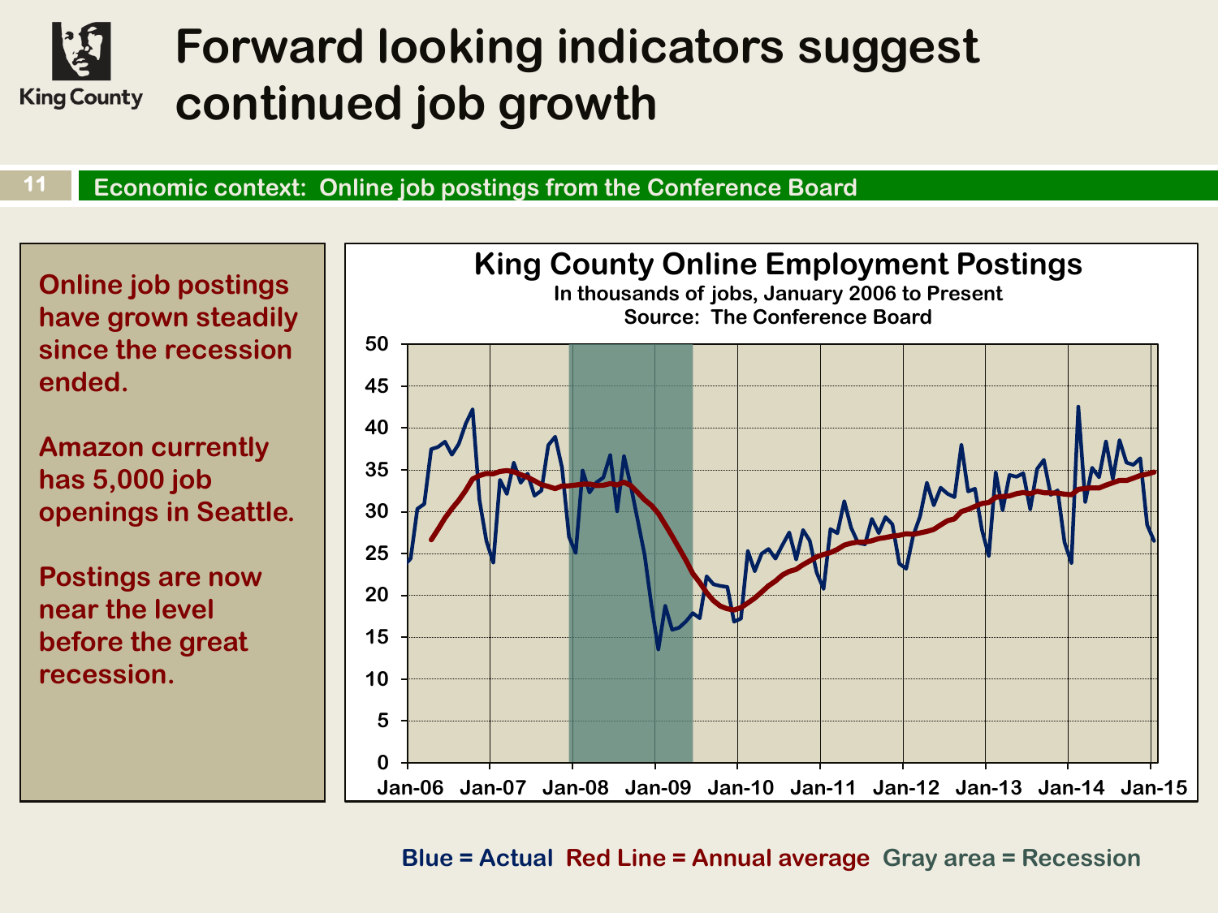# Forward looking indicators suggest continued job growth

## Economic context: Online job postings from the Conference Board

**Online job postings have grown steadily since the recession ended.**

**Amazon currently has 5,000 job openings in Seattle.**

**Postings are now near the level before the great recession.**

**King County Online Employment Postings**
In thousands of jobs, January 2006 to Present
Source: The Conference Board

Blue = Actual  Red Line = Annual average  Gray area = Recession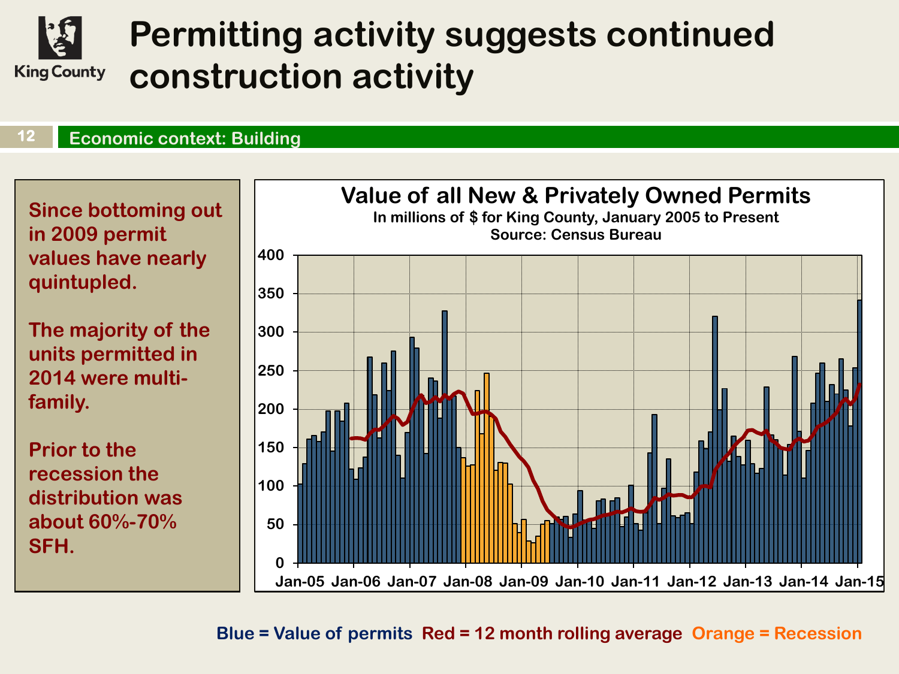# Permitting activity suggests continued construction activity

## Economic context: Building

Since bottoming out in 2009 permit values have nearly quintupled.

The majority of the units permitted in 2014 were multi-family.

Prior to the recession the distribution was about 60%-70% SFH.

**Value of all New & Privately Owned Permits**
In millions of $ for King County, January 2005 to Present
Source: Census Bureau

Blue = Value of permits Red = 12 month rolling average Orange = Recession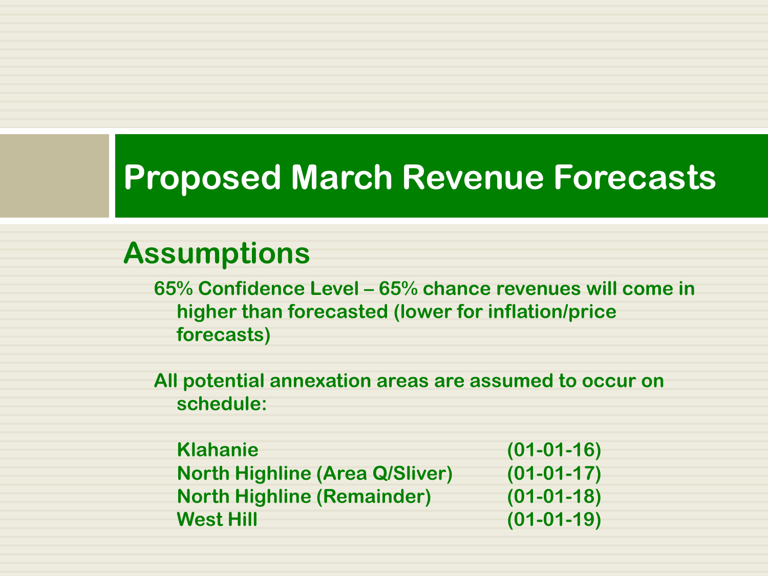# Proposed March Revenue Forecasts

## Assumptions

**65% Confidence Level – 65% chance revenues will come in higher than forecasted (lower for inflation/price forecasts)**

**All potential annexation areas are assumed to occur on schedule:**

| | |
|---|---|
| **Klahanie** | **(01-01-16)** |
| **North Highline (Area Q/Sliver)** | **(01-01-17)** |
| **North Highline (Remainder)** | **(01-01-18)** |
| **West Hill** | **(01-01-19)** |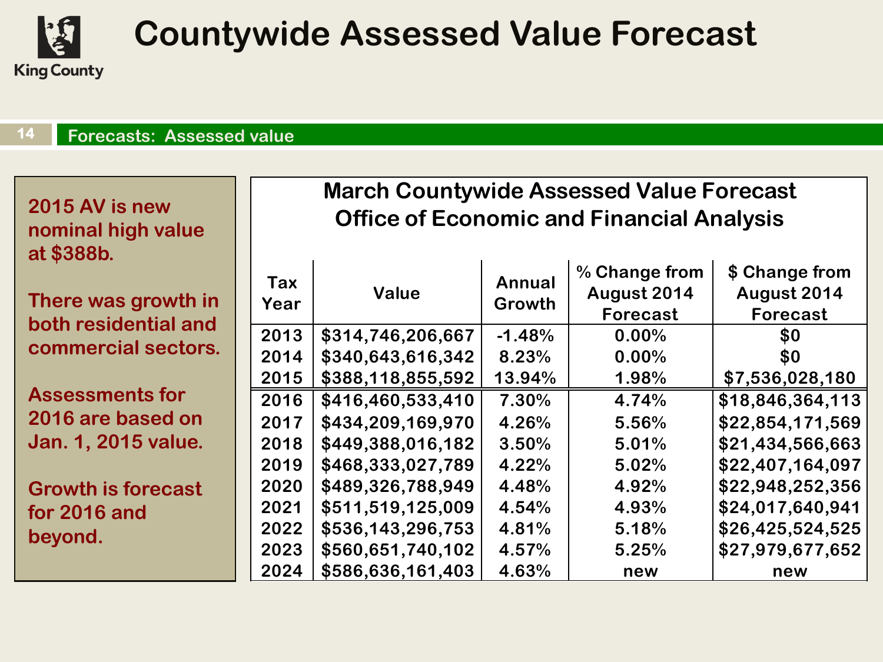# Countywide Assessed Value Forecast

King County

## Forecasts: Assessed value

2015 AV is new nominal high value at $388b.

There was growth in both residential and commercial sectors.

Assessments for 2016 are based on Jan. 1, 2015 value.

Growth is forecast for 2016 and beyond.

**March Countywide Assessed Value Forecast**
**Office of Economic and Financial Analysis**

| Tax Year | Value | Annual Growth | % Change from August 2014 Forecast | $ Change from August 2014 Forecast |
|---|---|---|---|---|
| 2013 | $314,746,206,667 | -1.48% | 0.00% | $0 |
| 2014 | $340,643,616,342 | 8.23% | 0.00% | $0 |
| 2015 | $388,118,855,592 | 13.94% | 1.98% | $7,536,028,180 |
| 2016 | $416,460,533,410 | 7.30% | 4.74% | $18,846,364,113 |
| 2017 | $434,209,169,970 | 4.26% | 5.56% | $22,854,171,569 |
| 2018 | $449,388,016,182 | 3.50% | 5.01% | $21,434,566,663 |
| 2019 | $468,333,027,789 | 4.22% | 5.02% | $22,407,164,097 |
| 2020 | $489,326,788,949 | 4.48% | 4.92% | $22,948,252,356 |
| 2021 | $511,519,125,009 | 4.54% | 4.93% | $24,017,640,941 |
| 2022 | $536,143,296,753 | 4.81% | 5.18% | $26,425,524,525 |
| 2023 | $560,651,740,102 | 4.57% | 5.25% | $27,979,677,652 |
| 2024 | $586,636,161,403 | 4.63% | new | new |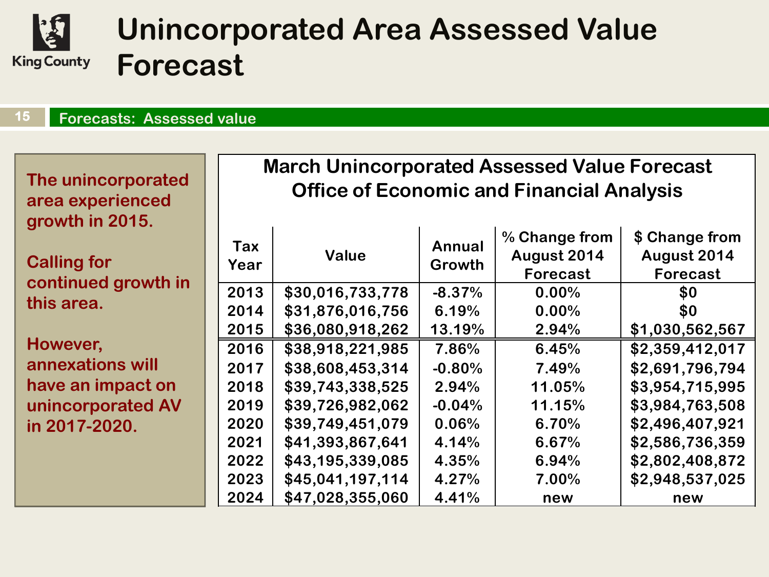# Unincorporated Area Assessed Value Forecast

**Forecasts: Assessed value**

The unincorporated area experienced growth in 2015.

Calling for continued growth in this area.

However, annexations will have an impact on unincorporated AV in 2017-2020.

**March Unincorporated Assessed Value Forecast**
**Office of Economic and Financial Analysis**

| Tax Year | Value | Annual Growth | % Change from August 2014 Forecast | $ Change from August 2014 Forecast |
|---|---|---|---|---|
| 2013 | $30,016,733,778 | -8.37% | 0.00% | $0 |
| 2014 | $31,876,016,756 | 6.19% | 0.00% | $0 |
| 2015 | $36,080,918,262 | 13.19% | 2.94% | $1,030,562,567 |
| 2016 | $38,918,221,985 | 7.86% | 6.45% | $2,359,412,017 |
| 2017 | $38,608,453,314 | -0.80% | 7.49% | $2,691,796,794 |
| 2018 | $39,743,338,525 | 2.94% | 11.05% | $3,954,715,995 |
| 2019 | $39,726,982,062 | -0.04% | 11.15% | $3,984,763,508 |
| 2020 | $39,749,451,079 | 0.06% | 6.70% | $2,496,407,921 |
| 2021 | $41,393,867,641 | 4.14% | 6.67% | $2,586,736,359 |
| 2022 | $43,195,339,085 | 4.35% | 6.94% | $2,802,408,872 |
| 2023 | $45,041,197,114 | 4.27% | 7.00% | $2,948,537,025 |
| 2024 | $47,028,355,060 | 4.41% | new | new |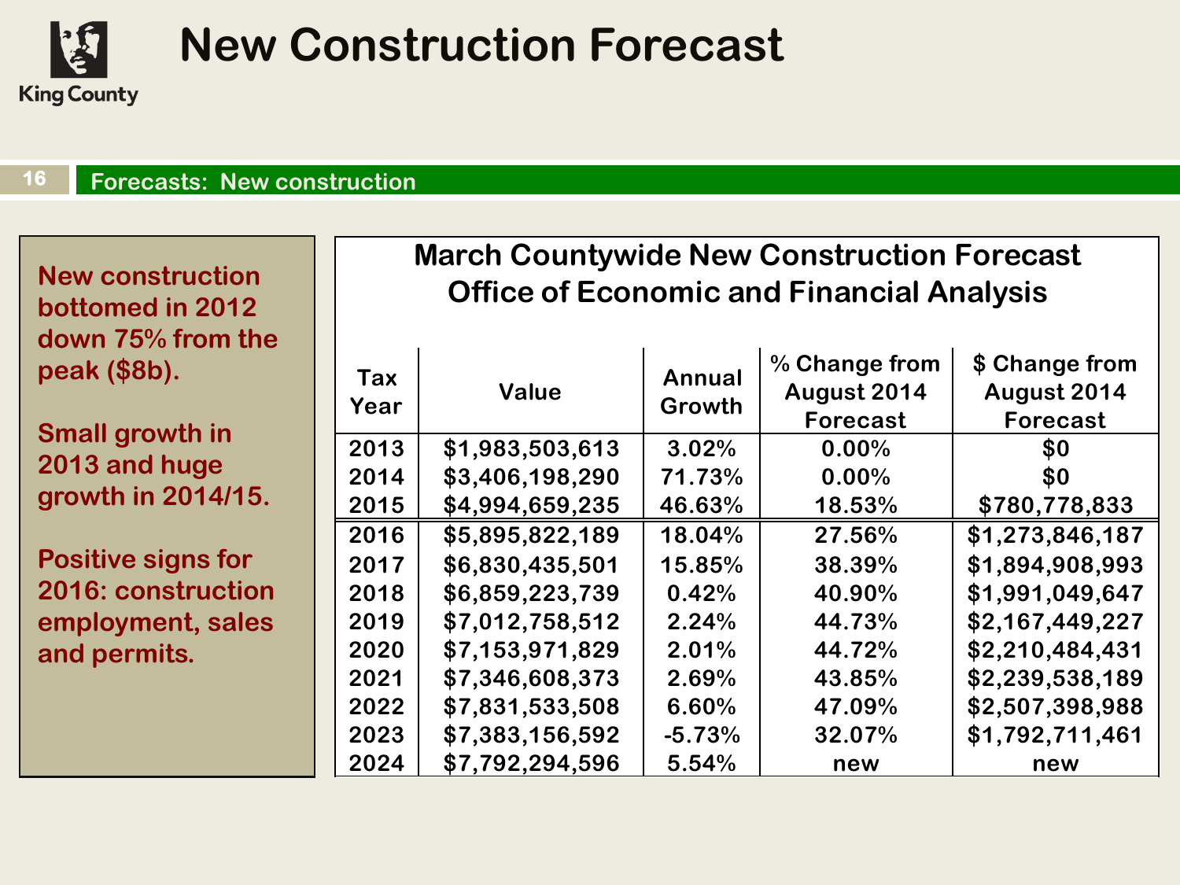# New Construction Forecast

**Forecasts: New construction**

New construction bottomed in 2012 down 75% from the peak ($8b).

Small growth in 2013 and huge growth in 2014/15.

Positive signs for 2016: construction employment, sales and permits.

**March Countywide New Construction Forecast**
**Office of Economic and Financial Analysis**

| Tax Year | Value | Annual Growth | % Change from August 2014 Forecast | $ Change from August 2014 Forecast |
|---|---|---|---|---|
| 2013 | $1,983,503,613 | 3.02% | 0.00% | $0 |
| 2014 | $3,406,198,290 | 71.73% | 0.00% | $0 |
| 2015 | $4,994,659,235 | 46.63% | 18.53% | $780,778,833 |
| 2016 | $5,895,822,189 | 18.04% | 27.56% | $1,273,846,187 |
| 2017 | $6,830,435,501 | 15.85% | 38.39% | $1,894,908,993 |
| 2018 | $6,859,223,739 | 0.42% | 40.90% | $1,991,049,647 |
| 2019 | $7,012,758,512 | 2.24% | 44.73% | $2,167,449,227 |
| 2020 | $7,153,971,829 | 2.01% | 44.72% | $2,210,484,431 |
| 2021 | $7,346,608,373 | 2.69% | 43.85% | $2,239,538,189 |
| 2022 | $7,831,533,508 | 6.60% | 47.09% | $2,507,398,988 |
| 2023 | $7,383,156,592 | -5.73% | 32.07% | $1,792,711,461 |
| 2024 | $7,792,294,596 | 5.54% | new | new |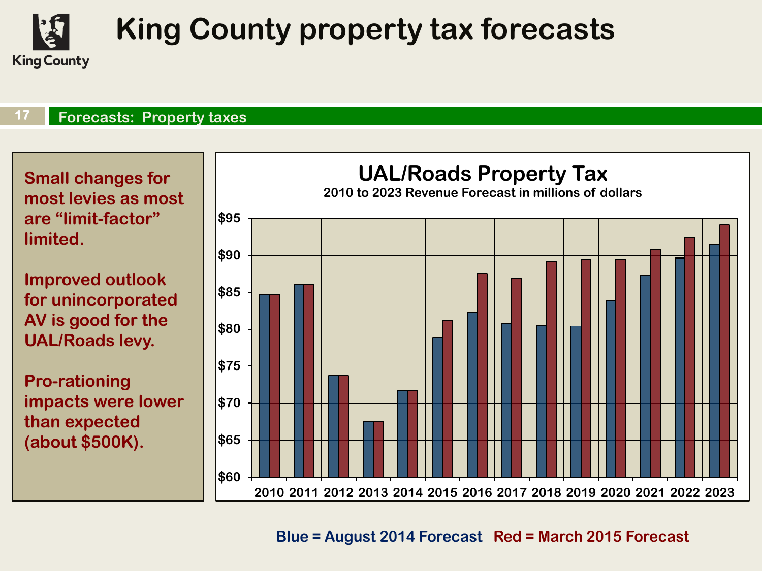# King County property tax forecasts

## Forecasts: Property taxes

**Small changes for most levies as most are "limit-factor" limited.**

**Improved outlook for unincorporated AV is good for the UAL/Roads levy.**

**Pro-rationing impacts were lower than expected (about $500K).**

### UAL/Roads Property Tax

2010 to 2023 Revenue Forecast in millions of dollars

| Year | Blue (August 2014 Forecast) | Red (March 2015 Forecast) |
|---|---|---|
| 2010 | ~$84.7 | ~$84.7 |
| 2011 | ~$86.1 | ~$86.1 |
| 2012 | ~$73.7 | ~$73.7 |
| 2013 | ~$67.5 | ~$67.5 |
| 2014 | ~$71.7 | ~$71.7 |
| 2015 | ~$78.9 | ~$81.2 |
| 2016 | ~$82.2 | ~$87.5 |
| 2017 | ~$80.8 | ~$86.9 |
| 2018 | ~$80.5 | ~$89.2 |
| 2019 | ~$80.4 | ~$89.4 |
| 2020 | ~$83.8 | ~$89.4 |
| 2021 | ~$87.3 | ~$90.8 |
| 2022 | ~$89.6 | ~$92.5 |
| 2023 | ~$91.5 | ~$94.1 |

Blue = August 2014 Forecast Red = March 2015 Forecast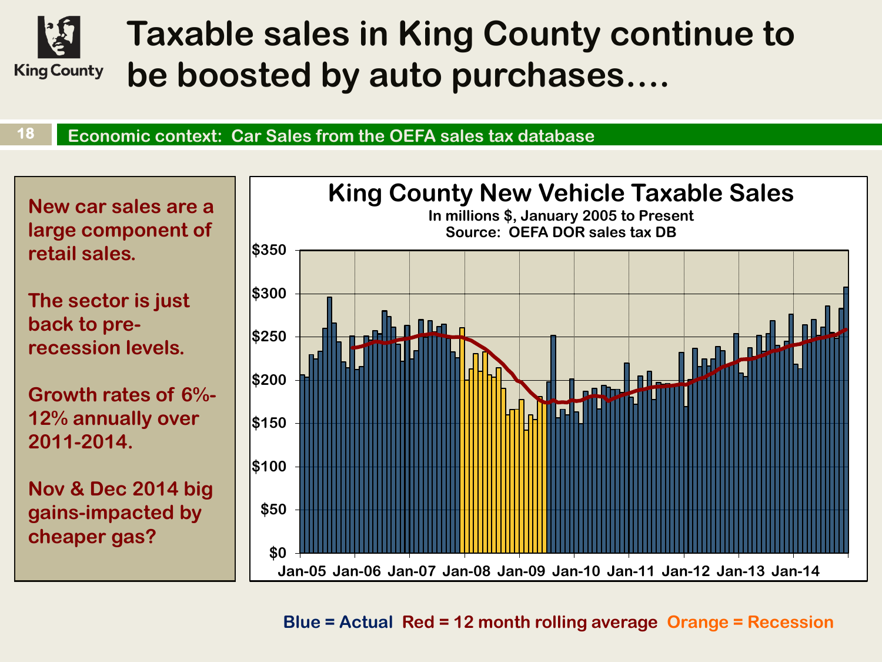# Taxable sales in King County continue to be boosted by auto purchases….

**Economic context: Car Sales from the OEFA sales tax database**

**New car sales are a large component of retail sales.**

**The sector is just back to pre-recession levels.**

**Growth rates of 6%-12% annually over 2011-2014.**

**Nov & Dec 2014 big gains-impacted by cheaper gas?**

**King County New Vehicle Taxable Sales**

In millions $, January 2005 to Present

Source: OEFA DOR sales tax DB

$350
$300
$250
$200
$150
$100
$50
$0

Jan-05 Jan-06 Jan-07 Jan-08 Jan-09 Jan-10 Jan-11 Jan-12 Jan-13 Jan-14

**Blue = Actual Red = 12 month rolling average Orange = Recession**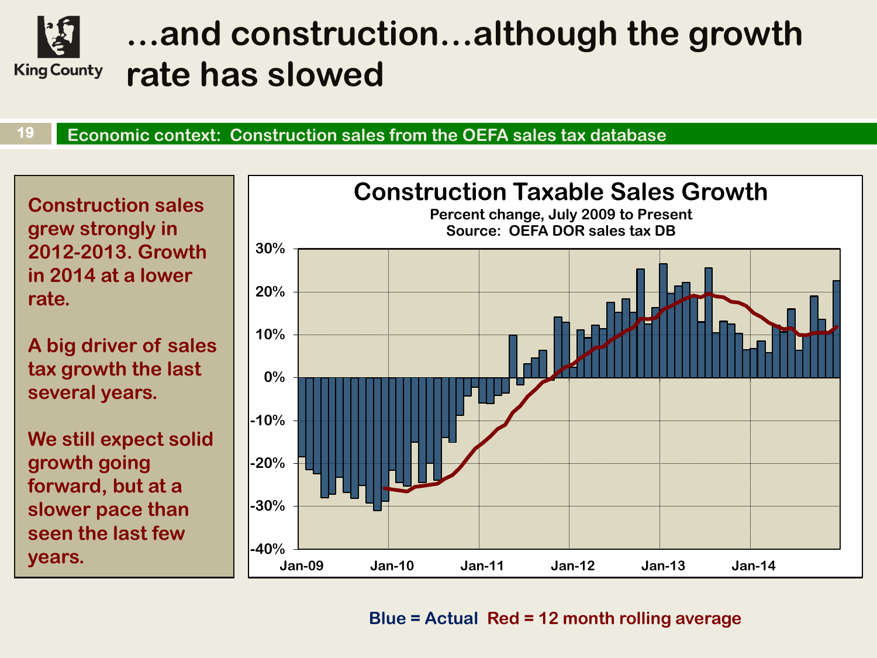# …and construction…although the growth rate has slowed

**Economic context: Construction sales from the OEFA sales tax database**

**Construction sales grew strongly in 2012-2013. Growth in 2014 at a lower rate.**

**A big driver of sales tax growth the last several years.**

**We still expect solid growth going forward, but at a slower pace than seen the last few years.**

**Construction Taxable Sales Growth**
Percent change, July 2009 to Present
Source: OEFA DOR sales tax DB

**Blue = Actual Red = 12 month rolling average**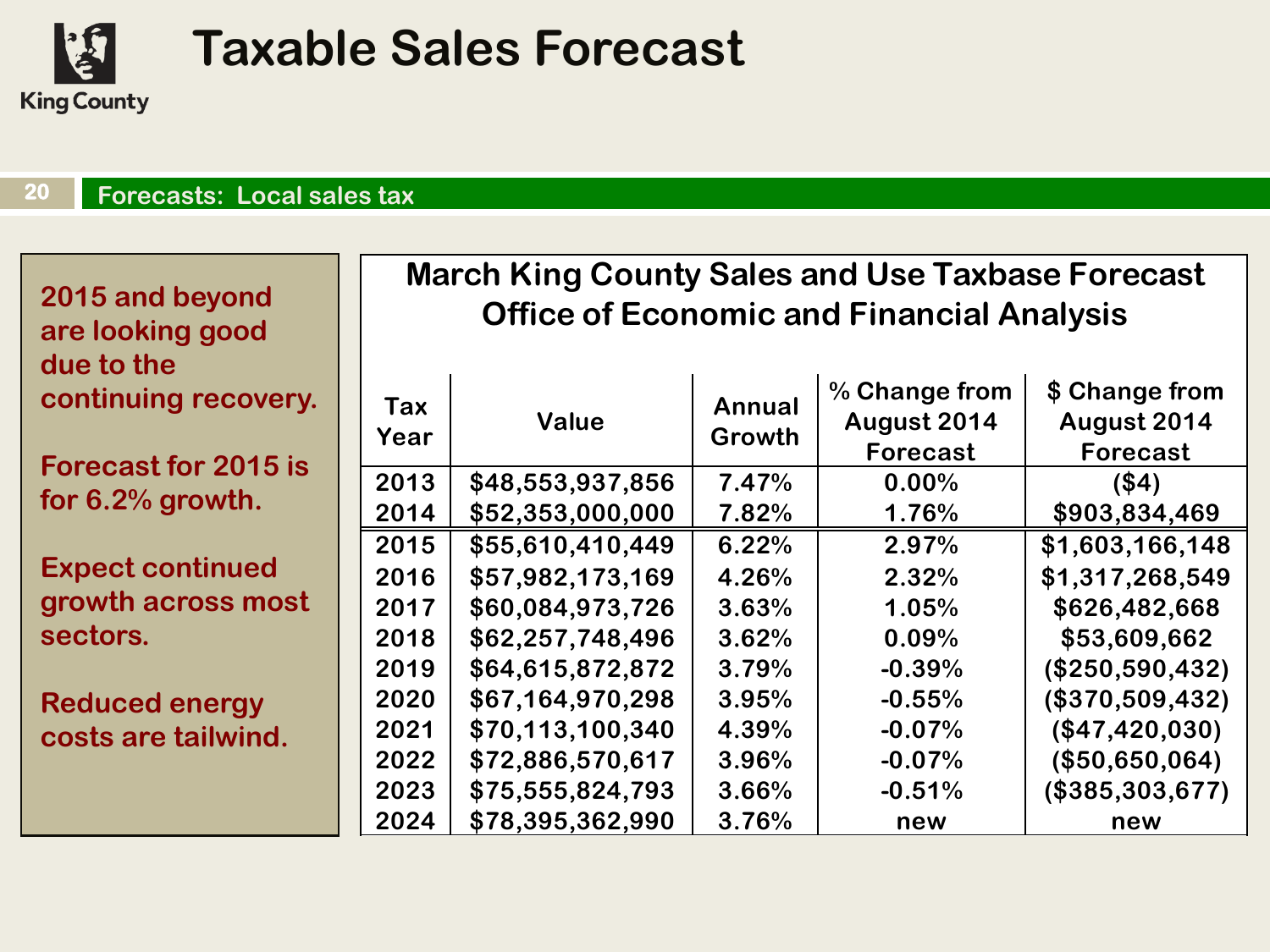# Taxable Sales Forecast

## Forecasts: Local sales tax

2015 and beyond are looking good due to the continuing recovery.

Forecast for 2015 is for 6.2% growth.

Expect continued growth across most sectors.

Reduced energy costs are tailwind.

**March King County Sales and Use Taxbase Forecast**
**Office of Economic and Financial Analysis**

| Tax Year | Value | Annual Growth | % Change from August 2014 Forecast | $ Change from August 2014 Forecast |
|---|---|---|---|---|
| 2013 | $48,553,937,856 | 7.47% | 0.00% | ($4) |
| 2014 | $52,353,000,000 | 7.82% | 1.76% | $903,834,469 |
| 2015 | $55,610,410,449 | 6.22% | 2.97% | $1,603,166,148 |
| 2016 | $57,982,173,169 | 4.26% | 2.32% | $1,317,268,549 |
| 2017 | $60,084,973,726 | 3.63% | 1.05% | $626,482,668 |
| 2018 | $62,257,748,496 | 3.62% | 0.09% | $53,609,662 |
| 2019 | $64,615,872,872 | 3.79% | -0.39% | ($250,590,432) |
| 2020 | $67,164,970,298 | 3.95% | -0.55% | ($370,509,432) |
| 2021 | $70,113,100,340 | 4.39% | -0.07% | ($47,420,030) |
| 2022 | $72,886,570,617 | 3.96% | -0.07% | ($50,650,064) |
| 2023 | $75,555,824,793 | 3.66% | -0.51% | ($385,303,677) |
| 2024 | $78,395,362,990 | 3.76% | new | new |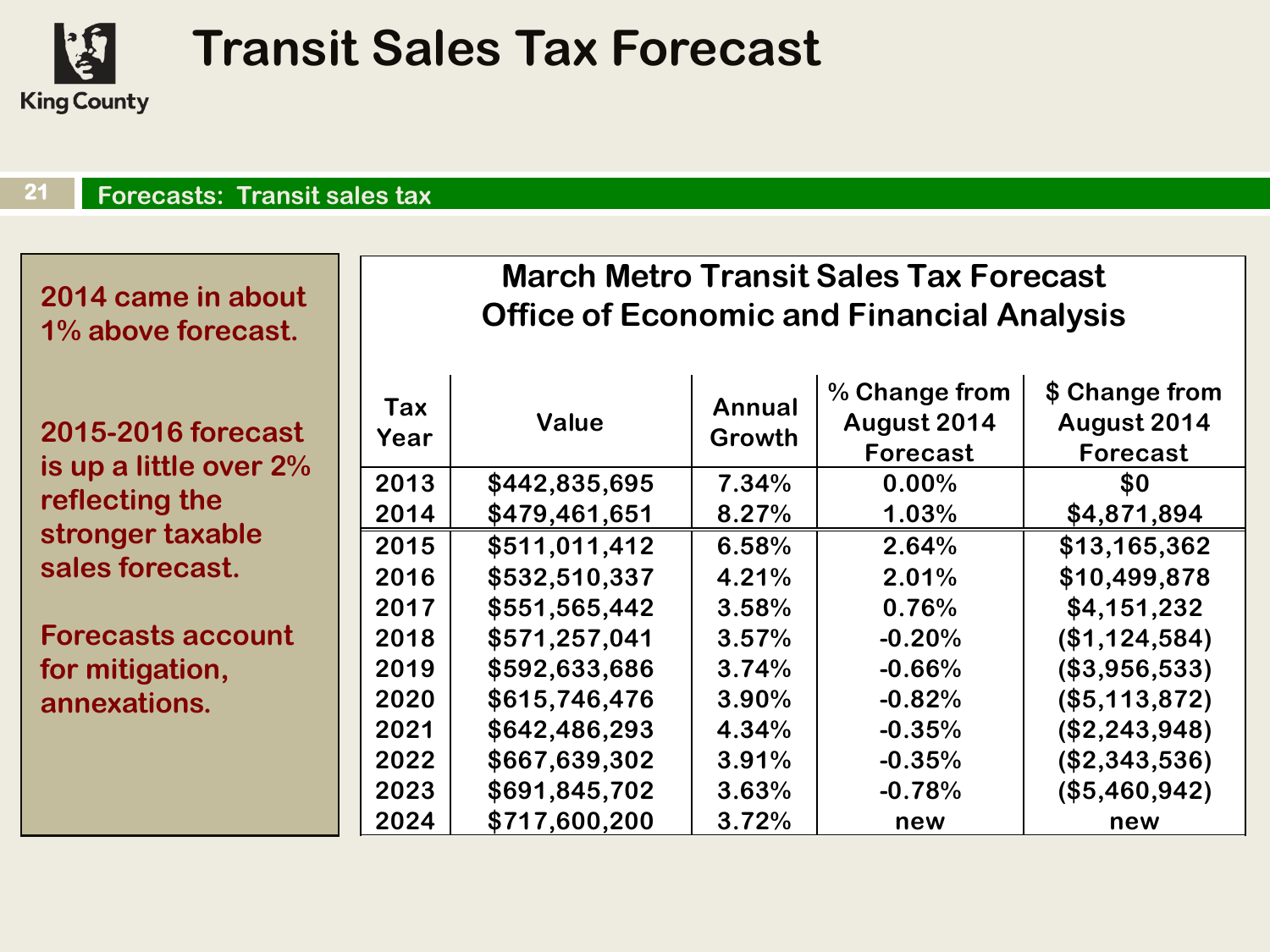# Transit Sales Tax Forecast

## Forecasts: Transit sales tax

**2014 came in about 1% above forecast.**

**2015-2016 forecast is up a little over 2% reflecting the stronger taxable sales forecast.**

**Forecasts account for mitigation, annexations.**

### March Metro Transit Sales Tax Forecast
### Office of Economic and Financial Analysis

| Tax Year | Value | Annual Growth | % Change from August 2014 Forecast | $ Change from August 2014 Forecast |
|---|---|---|---|---|
| 2013 | $442,835,695 | 7.34% | 0.00% | $0 |
| 2014 | $479,461,651 | 8.27% | 1.03% | $4,871,894 |
| 2015 | $511,011,412 | 6.58% | 2.64% | $13,165,362 |
| 2016 | $532,510,337 | 4.21% | 2.01% | $10,499,878 |
| 2017 | $551,565,442 | 3.58% | 0.76% | $4,151,232 |
| 2018 | $571,257,041 | 3.57% | -0.20% | ($1,124,584) |
| 2019 | $592,633,686 | 3.74% | -0.66% | ($3,956,533) |
| 2020 | $615,746,476 | 3.90% | -0.82% | ($5,113,872) |
| 2021 | $642,486,293 | 4.34% | -0.35% | ($2,243,948) |
| 2022 | $667,639,302 | 3.91% | -0.35% | ($2,343,536) |
| 2023 | $691,845,702 | 3.63% | -0.78% | ($5,460,942) |
| 2024 | $717,600,200 | 3.72% | new | new |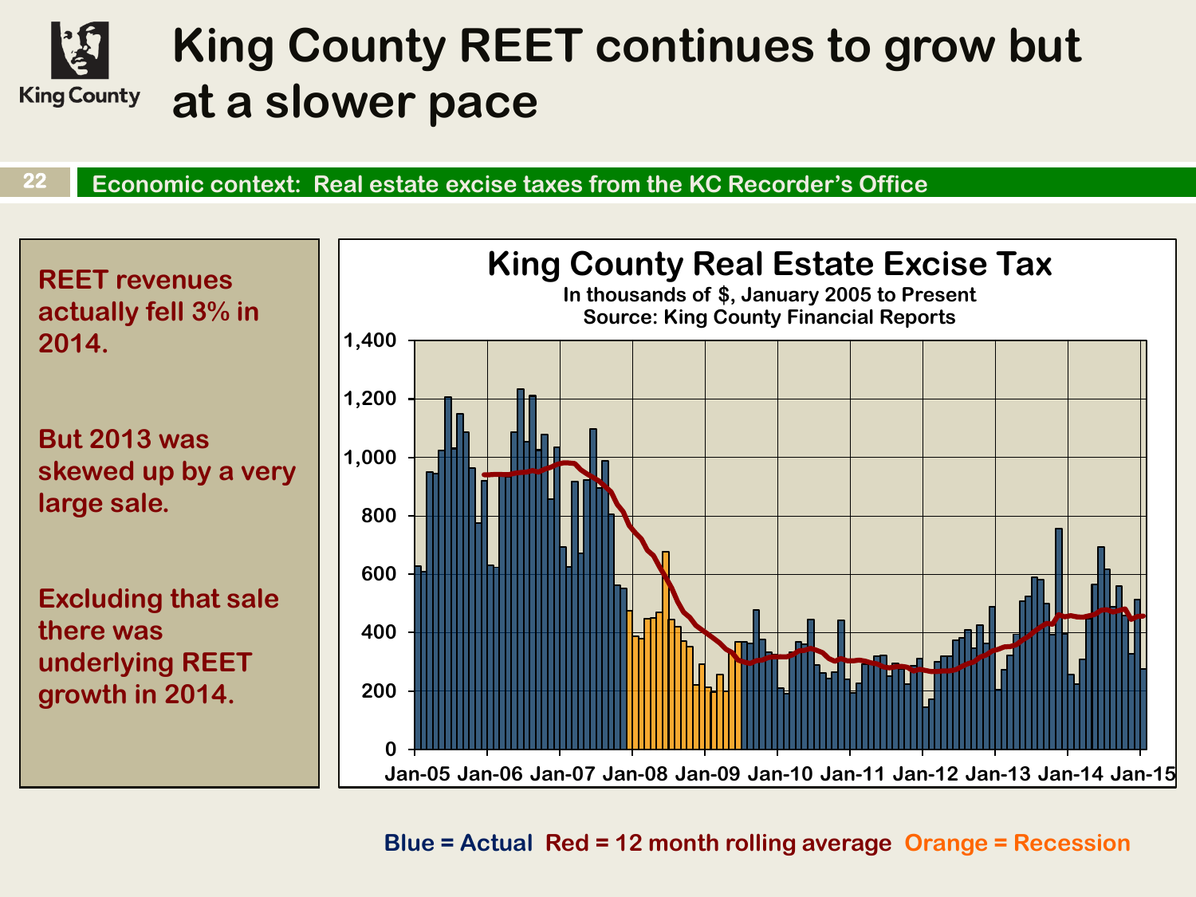# King County REET continues to grow but at a slower pace

**Economic context: Real estate excise taxes from the KC Recorder's Office**

**REET revenues actually fell 3% in 2014.**

**But 2013 was skewed up by a very large sale.**

**Excluding that sale there was underlying REET growth in 2014.**

**King County Real Estate Excise Tax**

In thousands of $, January 2005 to Present

Source: King County Financial Reports

Blue = Actual Red = 12 month rolling average Orange = Recession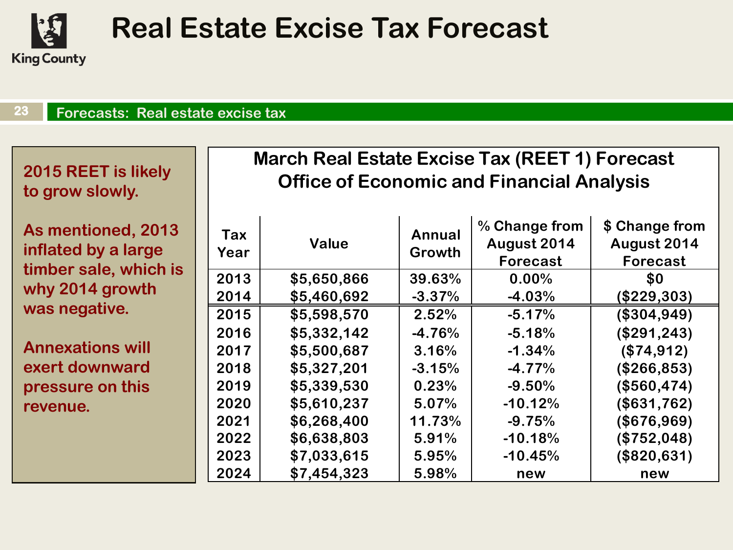# Real Estate Excise Tax Forecast

## Forecasts: Real estate excise tax

**2015 REET is likely to grow slowly.**

**As mentioned, 2013 inflated by a large timber sale, which is why 2014 growth was negative.**

**Annexations will exert downward pressure on this revenue.**

### March Real Estate Excise Tax (REET 1) Forecast
### Office of Economic and Financial Analysis

| Tax Year | Value | Annual Growth | % Change from August 2014 Forecast | $ Change from August 2014 Forecast |
|---|---|---|---|---|
| 2013 | $5,650,866 | 39.63% | 0.00% | $0 |
| 2014 | $5,460,692 | -3.37% | -4.03% | ($229,303) |
| 2015 | $5,598,570 | 2.52% | -5.17% | ($304,949) |
| 2016 | $5,332,142 | -4.76% | -5.18% | ($291,243) |
| 2017 | $5,500,687 | 3.16% | -1.34% | ($74,912) |
| 2018 | $5,327,201 | -3.15% | -4.77% | ($266,853) |
| 2019 | $5,339,530 | 0.23% | -9.50% | ($560,474) |
| 2020 | $5,610,237 | 5.07% | -10.12% | ($631,762) |
| 2021 | $6,268,400 | 11.73% | -9.75% | ($676,969) |
| 2022 | $6,638,803 | 5.91% | -10.18% | ($752,048) |
| 2023 | $7,033,615 | 5.95% | -10.45% | ($820,631) |
| 2024 | $7,454,323 | 5.98% | new | new |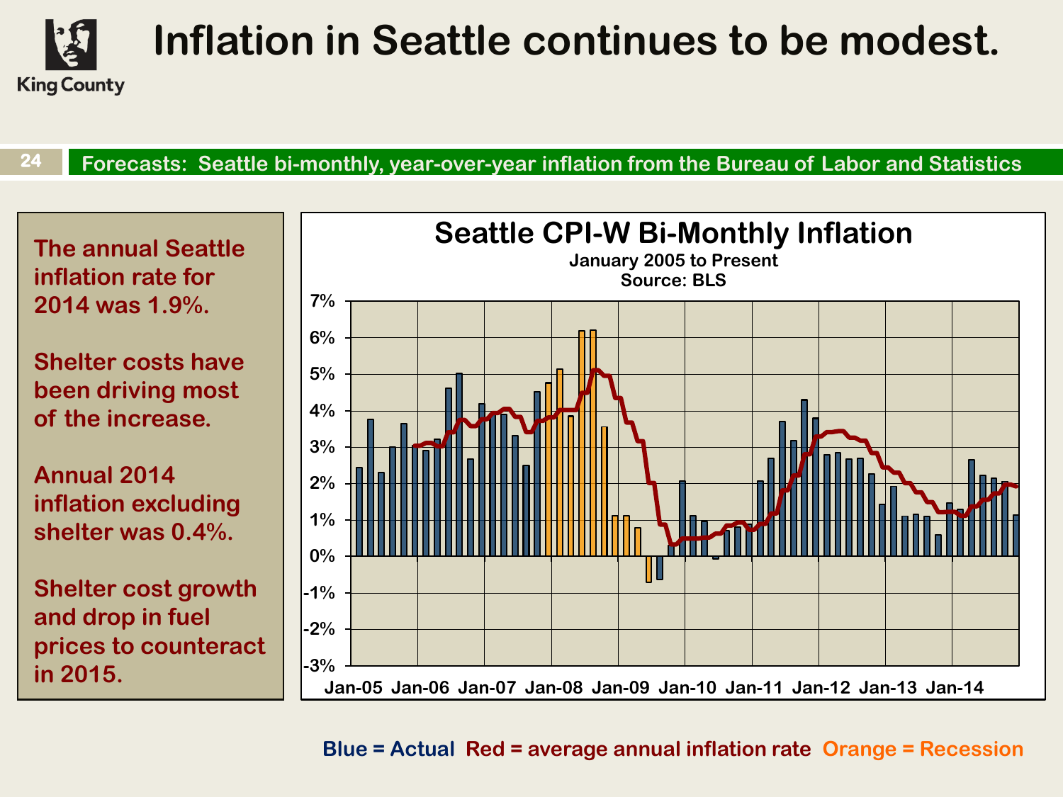# Inflation in Seattle continues to be modest.

**Forecasts: Seattle bi-monthly, year-over-year inflation from the Bureau of Labor and Statistics**

The annual Seattle inflation rate for 2014 was 1.9%.

Shelter costs have been driving most of the increase.

Annual 2014 inflation excluding shelter was 0.4%.

Shelter cost growth and drop in fuel prices to counteract in 2015.

**Seattle CPI-W Bi-Monthly Inflation**

January 2005 to Present

Source: BLS

Blue = Actual Red = average annual inflation rate Orange = Recession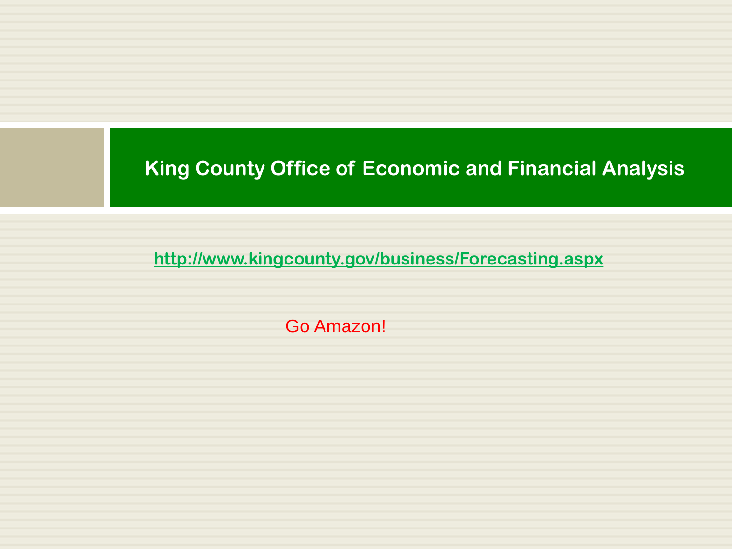# King County Office of Economic and Financial Analysis

http://www.kingcounty.gov/business/Forecasting.aspx

Go Amazon!